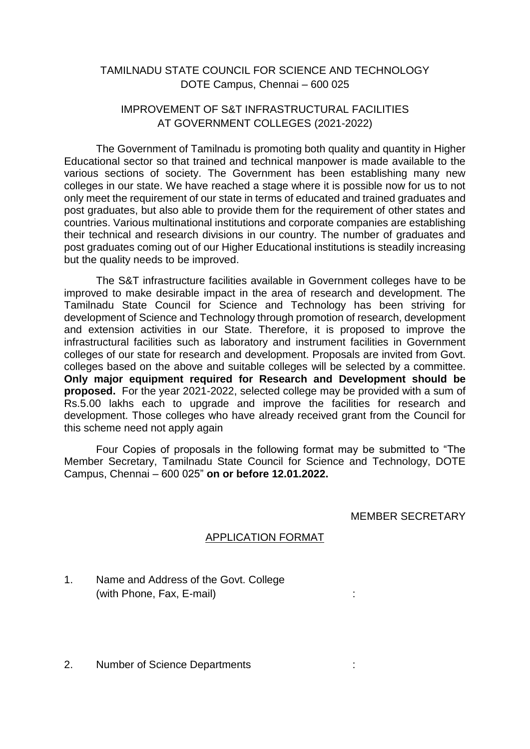# TAMILNADU STATE COUNCIL FOR SCIENCE AND TECHNOLOGY

DOTE Campus, Chennai – 600 025

## IMPROVEMENT OF S&T INFRASTRUCTURAL FACILITIES AT GOVERNMENT COLLEGES (2021-2022)

The Government of Tamilnadu is promoting both quality and quantity in Higher Educational sector so that trained and technical manpower is made available to the various sections of society. The Government has been establishing many new colleges in our state. We have reached a stage where it is possible now for us to not only meet the requirement of our state in terms of educated and trained graduates and post graduates, but also able to provide them for the requirement of other states and countries. Various multinational institutions and corporate companies are establishing their technical and research divisions in our country. The number of graduates and post graduates coming out of our Higher Educational institutions is steadily increasing but the quality needs to be improved.

The S&T infrastructure facilities available in Government colleges have to be improved to make desirable impact in the area of research and development. The Tamilnadu State Council for Science and Technology has been striving for development of Science and Technology through promotion of research, development and extension activities in our State. Therefore, it is proposed to improve the infrastructural facilities such as laboratory and instrument facilities in Government colleges of our state for research and development. Proposals are invited from Govt. colleges based on the above and suitable colleges will be selected by a committee. **Only major equipment required for Research and Development should be proposed.** For the year 2021-2022, selected college may be provided with a sum of Rs.5.00 lakhs each to upgrade and improve the facilities for research and development. Those colleges who have already received grant from the Council for this scheme need not apply again

Four Copies of proposals in the following format may be submitted to "The Member Secretary, Tamilnadu State Council for Science and Technology, DOTE Campus, Chennai – 600 025" **on or before 12.01.2022.**

MEMBER SECRETARY

## APPLICATION FORMAT

1. Name and Address of the Govt. College (with Phone, Fax, E-mail) :

2. Number of Science Departments :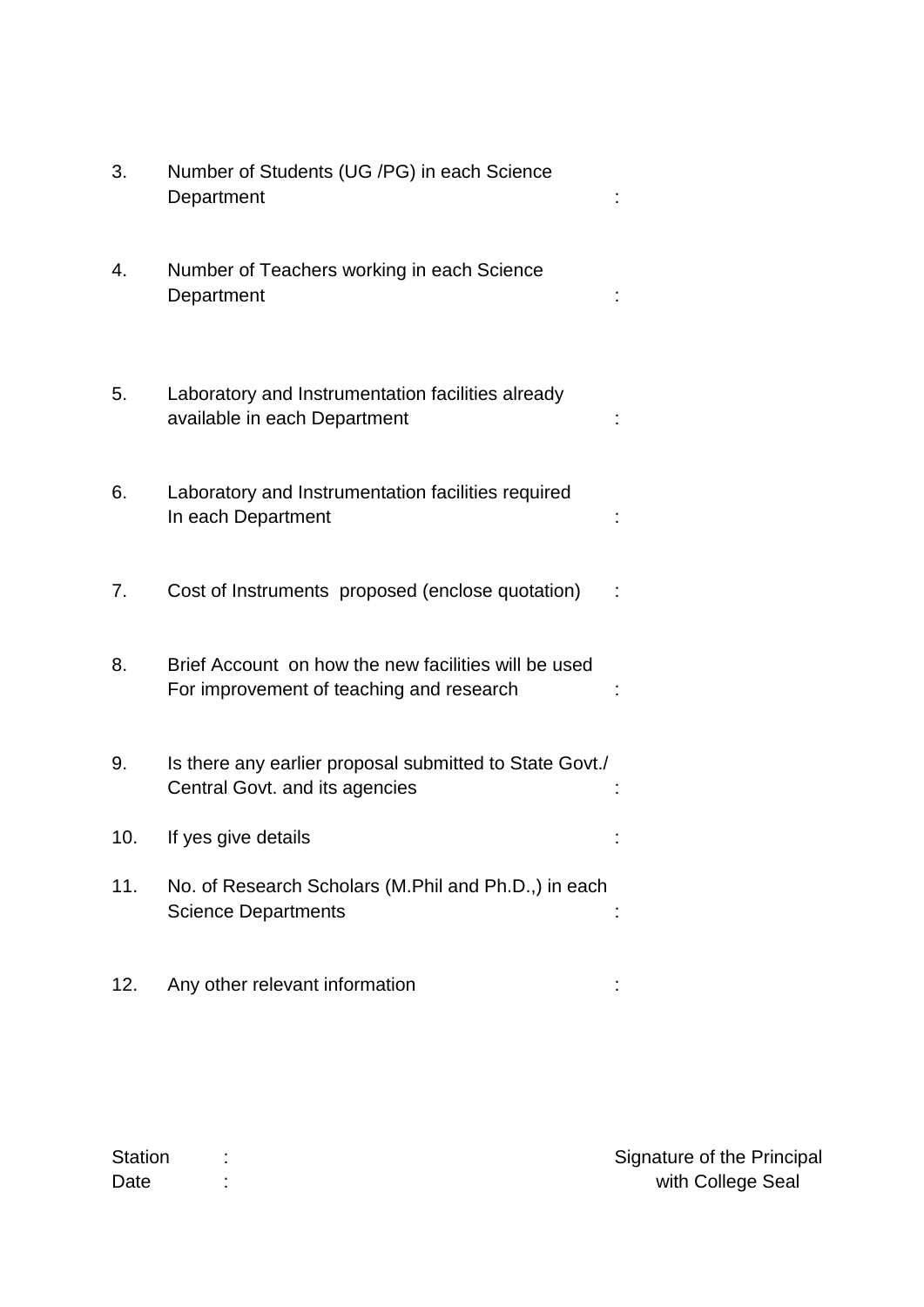3. Number of Students (UG /PG) in each Science Department :

4. Number of Teachers working in each Science Department :

5. Laboratory and Instrumentation facilities already available in each Department :

6. Laboratory and Instrumentation facilities required In each Department :

7. Cost of Instruments proposed (enclose quotation) :

8. Brief Account on how the new facilities will be used For improvement of teaching and research :

9. Is there any earlier proposal submitted to State Govt./ Central Govt. and its agencies :

10. If yes give details :

11. No. of Research Scholars (M.Phil and Ph.D.,) in each Science Departments :

12. Any other relevant information :

Station :
Date :

Signature of the Principal
with College Seal